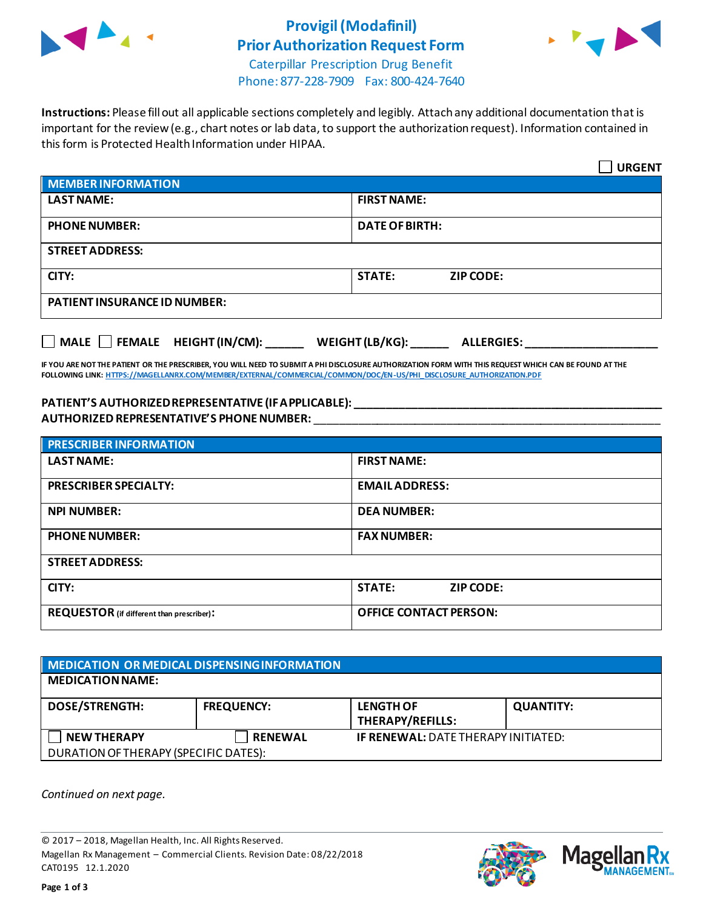# Provigil (Modafinil) Prior Authorization Request Form

Caterpillar Prescription Drug Benefit
Phone: 877-228-7909 Fax: 800-424-7640

**Instructions:** Please fill out all applicable sections completely and legibly. Attach any additional documentation that is important for the review (e.g., chart notes or lab data, to support the authorization request). Information contained in this form is Protected Health Information under HIPAA.

☐ **URGENT**

| MEMBER INFORMATION | | |
|---|---|---|
| **LAST NAME:** | **FIRST NAME:** | |
| **PHONE NUMBER:** | **DATE OF BIRTH:** | |
| **STREET ADDRESS:** | | |
| **CITY:** | **STATE:** | **ZIP CODE:** |
| **PATIENT INSURANCE ID NUMBER:** | | |

☐ **MALE** ☐ **FEMALE** **HEIGHT (IN/CM):** ______ **WEIGHT (LB/KG):** ______ **ALLERGIES:** ____________________

**IF YOU ARE NOT THE PATIENT OR THE PRESCRIBER, YOU WILL NEED TO SUBMIT A PHI DISCLOSURE AUTHORIZATION FORM WITH THIS REQUEST WHICH CAN BE FOUND AT THE FOLLOWING LINK:** HTTPS://MAGELLANRX.COM/MEMBER/EXTERNAL/COMMERCIAL/COMMON/DOC/EN-US/PHI_DISCLOSURE_AUTHORIZATION.PDF

**PATIENT'S AUTHORIZED REPRESENTATIVE (IF APPLICABLE):** ____________________________________________

**AUTHORIZED REPRESENTATIVE'S PHONE NUMBER:** ____________________________________________

| PRESCRIBER INFORMATION | | |
|---|---|---|
| **LAST NAME:** | **FIRST NAME:** | |
| **PRESCRIBER SPECIALTY:** | **EMAIL ADDRESS:** | |
| **NPI NUMBER:** | **DEA NUMBER:** | |
| **PHONE NUMBER:** | **FAX NUMBER:** | |
| **STREET ADDRESS:** | | |
| **CITY:** | **STATE:** | **ZIP CODE:** |
| **REQUESTOR** (if different than prescriber)**:** | **OFFICE CONTACT PERSON:** | |

| MEDICATION OR MEDICAL DISPENSING INFORMATION | | | |
|---|---|---|---|
| **MEDICATION NAME:** | | | |
| **DOSE/STRENGTH:** | **FREQUENCY:** | **LENGTH OF THERAPY/REFILLS:** | **QUANTITY:** |
| ☐ **NEW THERAPY** | ☐ **RENEWAL** | **IF RENEWAL:** DATE THERAPY INITIATED: | |
| DURATION OF THERAPY (SPECIFIC DATES): | | | |

*Continued on next page.*

© 2017 – 2018, Magellan Health, Inc. All Rights Reserved.
Magellan Rx Management – Commercial Clients. Revision Date: 08/22/2018
CAT0195 12.1.2020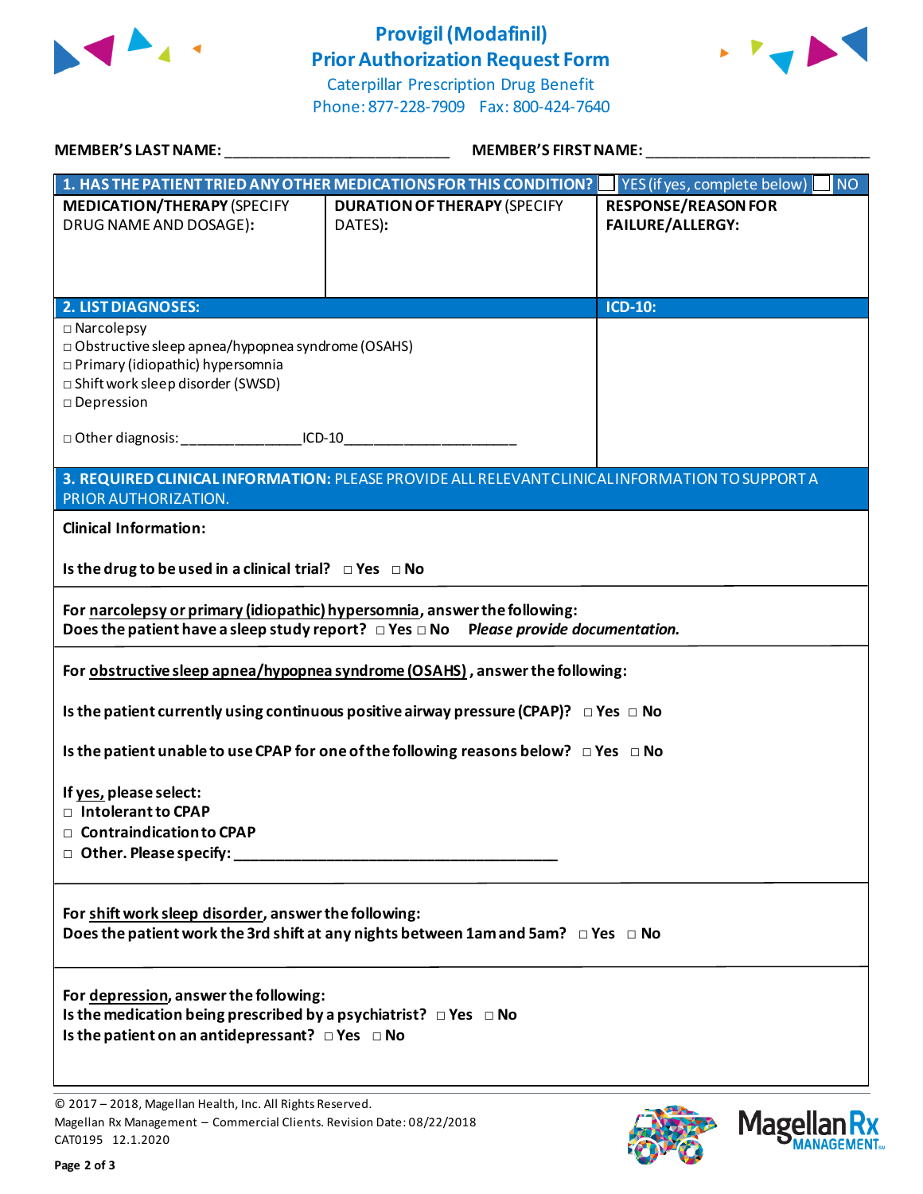# Provigil (Modafinil) Prior Authorization Request Form

Caterpillar Prescription Drug Benefit
Phone: 877-228-7909 Fax: 800-424-7640

**MEMBER'S LAST NAME:** ___________________________ **MEMBER'S FIRST NAME:** ___________________________

| **1. HAS THE PATIENT TRIED ANY OTHER MEDICATIONS FOR THIS CONDITION?** | ☐ YES (if yes, complete below) | ☐ NO |
|---|---|---|
| **MEDICATION/THERAPY** (SPECIFY DRUG NAME AND DOSAGE): | **DURATION OF THERAPY** (SPECIFY DATES): | **RESPONSE/REASON FOR FAILURE/ALLERGY:** |
| | | |

| **2. LIST DIAGNOSES:** | **ICD-10:** |
|---|---|
| ☐ Narcolepsy<br>☐ Obstructive sleep apnea/hypopnea syndrome (OSAHS)<br>☐ Primary (idiopathic) hypersomnia<br>☐ Shift work sleep disorder (SWSD)<br>☐ Depression<br><br>☐ Other diagnosis: _______________ ICD-10 ______________________ | |

**3. REQUIRED CLINICAL INFORMATION:** PLEASE PROVIDE ALL RELEVANT CLINICAL INFORMATION TO SUPPORT A PRIOR AUTHORIZATION.

**Clinical Information:**

**Is the drug to be used in a clinical trial?** ☐ **Yes** ☐ **No**

**For narcolepsy or primary (idiopathic) hypersomnia, answer the following:**
**Does the patient have a sleep study report?** ☐ **Yes** ☐ **No** ***Please provide documentation.***

**For obstructive sleep apnea/hypopnea syndrome (OSAHS), answer the following:**

**Is the patient currently using continuous positive airway pressure (CPAP)?** ☐ **Yes** ☐ **No**

**Is the patient unable to use CPAP for one of the following reasons below?** ☐ **Yes** ☐ **No**

**If yes, please select:**
- ☐ **Intolerant to CPAP**
- ☐ **Contraindication to CPAP**
- ☐ **Other. Please specify:** _________________________________________

**For shift work sleep disorder, answer the following:**
**Does the patient work the 3rd shift at any nights between 1am and 5am?** ☐ **Yes** ☐ **No**

**For depression, answer the following:**
**Is the medication being prescribed by a psychiatrist?** ☐ **Yes** ☐ **No**
**Is the patient on an antidepressant?** ☐ **Yes** ☐ **No**

© 2017 – 2018, Magellan Health, Inc. All Rights Reserved.
Magellan Rx Management – Commercial Clients. Revision Date: 08/22/2018
CAT0195 12.1.2020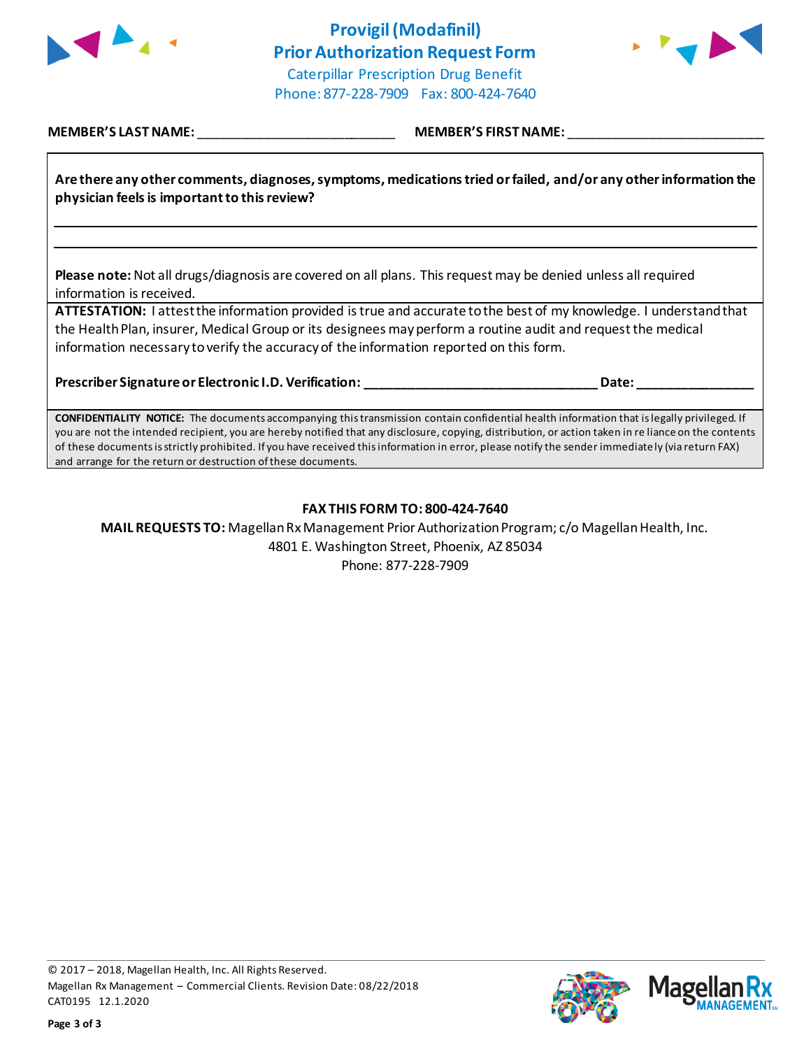# Provigil (Modafinil) Prior Authorization Request Form

Caterpillar Prescription Drug Benefit
Phone: 877-228-7909 Fax: 800-424-7640

**MEMBER'S LAST NAME:** ___________________________ **MEMBER'S FIRST NAME:** ___________________________

**Are there any other comments, diagnoses, symptoms, medications tried or failed, and/or any other information the physician feels is important to this review?**

_______________________________________________________________________________

_______________________________________________________________________________

**Please note:** Not all drugs/diagnosis are covered on all plans. This request may be denied unless all required information is received.

**ATTESTATION:** I attest the information provided is true and accurate to the best of my knowledge. I understand that the Health Plan, insurer, Medical Group or its designees may perform a routine audit and request the medical information necessary to verify the accuracy of the information reported on this form.

**Prescriber Signature or Electronic I.D. Verification:** _______________________________ **Date:** _______________

**CONFIDENTIALITY NOTICE:** The documents accompanying this transmission contain confidential health information that is legally privileged. If you are not the intended recipient, you are hereby notified that any disclosure, copying, distribution, or action taken in reliance on the contents of these documents is strictly prohibited. If you have received this information in error, please notify the sender immediately (via return FAX) and arrange for the return or destruction of these documents.

**FAX THIS FORM TO: 800-424-7640**

**MAIL REQUESTS TO:** Magellan Rx Management Prior Authorization Program; c/o Magellan Health, Inc.
4801 E. Washington Street, Phoenix, AZ 85034
Phone: 877-228-7909

© 2017 – 2018, Magellan Health, Inc. All Rights Reserved.
Magellan Rx Management – Commercial Clients. Revision Date: 08/22/2018
CAT0195 12.1.2020